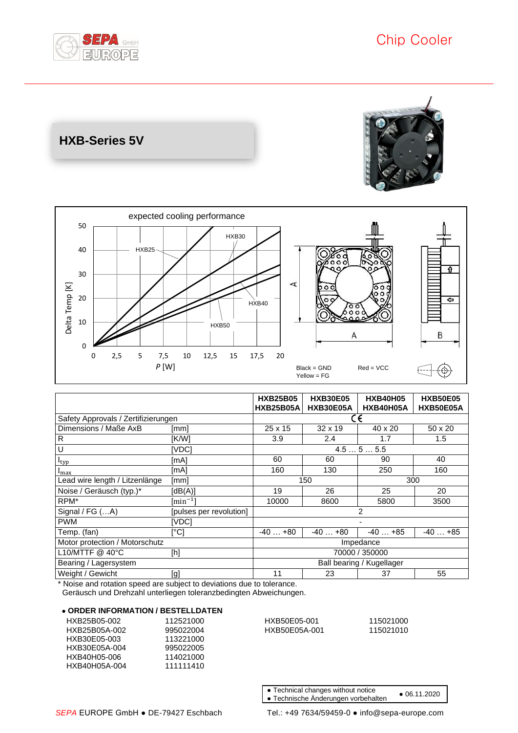Chip Cooler

## HXB-Series 5V

expected cooling performance

Delta Temp [K] vs. P [W] — curves: HXB25, HXB30, HXB40, HXB50

Black = GND Red = VCC
Yellow = FG

| | | HXB25B05<br>HXB25B05A | HXB30E05<br>HXB30E05A | HXB40H05<br>HXB40H05A | HXB50E05<br>HXB50E05A |
|---|---|---|---|---|---|
| Safety Approvals / Zertifizierungen | | CE | | | |
| Dimensions / Maße AxB | [mm] | 25 x 15 | 32 x 19 | 40 x 20 | 50 x 20 |
| R | [K/W] | 3.9 | 2.4 | 1.7 | 1.5 |
| U | [VDC] | 4.5 … 5 … 5.5 | | | |
| $I_{typ}$ | [mA] | 60 | 60 | 90 | 40 |
| $I_{max}$ | [mA] | 160 | 130 | 250 | 160 |
| Lead wire length / Litzenlänge | [mm] | 150 | | 300 | |
| Noise / Geräusch (typ.)* | [dB(A)] | 19 | 26 | 25 | 20 |
| RPM* | $[min^{-1}]$ | 10000 | 8600 | 5800 | 3500 |
| Signal / FG (…A) | [pulses per revolution] | 2 | | | |
| PWM | [VDC] | - | | | |
| Temp. (fan) | [°C] | -40 … +80 | -40 … +80 | -40 … +85 | -40 … +85 |
| Motor protection / Motorschutz | | Impedance | | | |
| L10/MTTF @ 40°C | [h] | 70000 / 350000 | | | |
| Bearing / Lagersystem | | Ball bearing / Kugellager | | | |
| Weight / Gewicht | [g] | 11 | 23 | 37 | 55 |

\* Noise and rotation speed are subject to deviations due to tolerance.
Geräusch und Drehzahl unterliegen toleranzbedingten Abweichungen.

**• ORDER INFORMATION / BESTELLDATEN**

| | |
|---|---|
| HXB25B05-002 | 112521000 |
| HXB25B05A-002 | 995022004 |
| HXB30E05-003 | 113221000 |
| HXB30E05A-004 | 995022005 |
| HXB40H05-006 | 114021000 |
| HXB40H05A-004 | 111111410 |
| HXB50E05-001 | 115021000 |
| HXB50E05A-001 | 115021010 |

• Technical changes without notice
• Technische Änderungen vorbehalten
• 06.11.2020

SEPA EUROPE GmbH • DE-79427 Eschbach Tel.: +49 7634/59459-0 • info@sepa-europe.com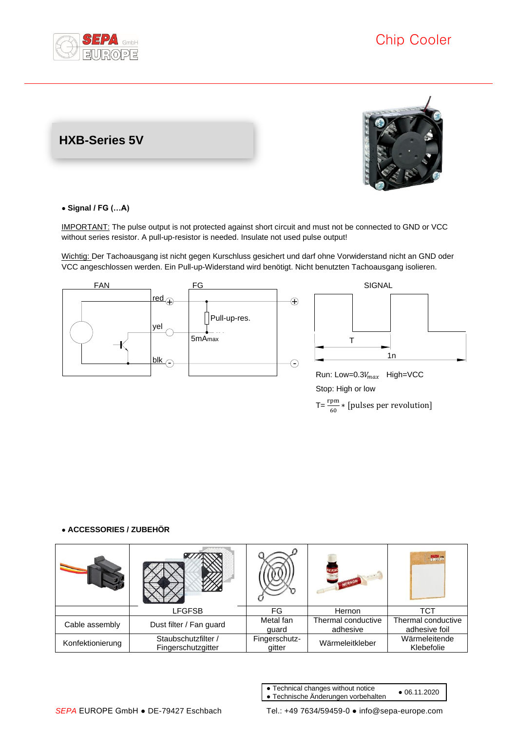# HXB-Series 5V

**• Signal / FG (…A)**

IMPORTANT: The pulse output is not protected against short circuit and must not be connected to GND or VCC without series resistor. A pull-up-resistor is needed. Insulate not used pulse output!

Wichtig: Der Tachoausgang ist nicht gegen Kurschluss gesichert und darf ohne Vorwiderstand nicht an GND oder VCC angeschlossen werden. Ein Pull-up-Widerstand wird benötigt. Nicht benutzten Tachoausgang isolieren.

FAN

red

yel

blk

FG

Pull-up-res.

5mAmax

SIGNAL

T

1n

Run: Low=0.3$V_{max}$ High=VCC

Stop: High or low

T= $\frac{\text{rpm}}{60} * \text{[pulses per revolution]}$

**• ACCESSORIES / ZUBEHÖR**

| | | | | |
|---|---|---|---|---|
| | LFGFSB | FG | Hernon | TCT |
| Cable assembly | Dust filter / Fan guard | Metal fan guard | Thermal conductive adhesive | Thermal conductive adhesive foil |
| Konfektionierung | Staubschutzfilter / Fingerschutzgitter | Fingerschutz-gitter | Wärmeleitkleber | Wärmeleitende Klebefolie |

• Technical changes without notice
• Technische Änderungen vorbehalten
• 06.11.2020

SEPA EUROPE GmbH • DE-79427 Eschbach

Tel.: +49 7634/59459-0 • info@sepa-europe.com